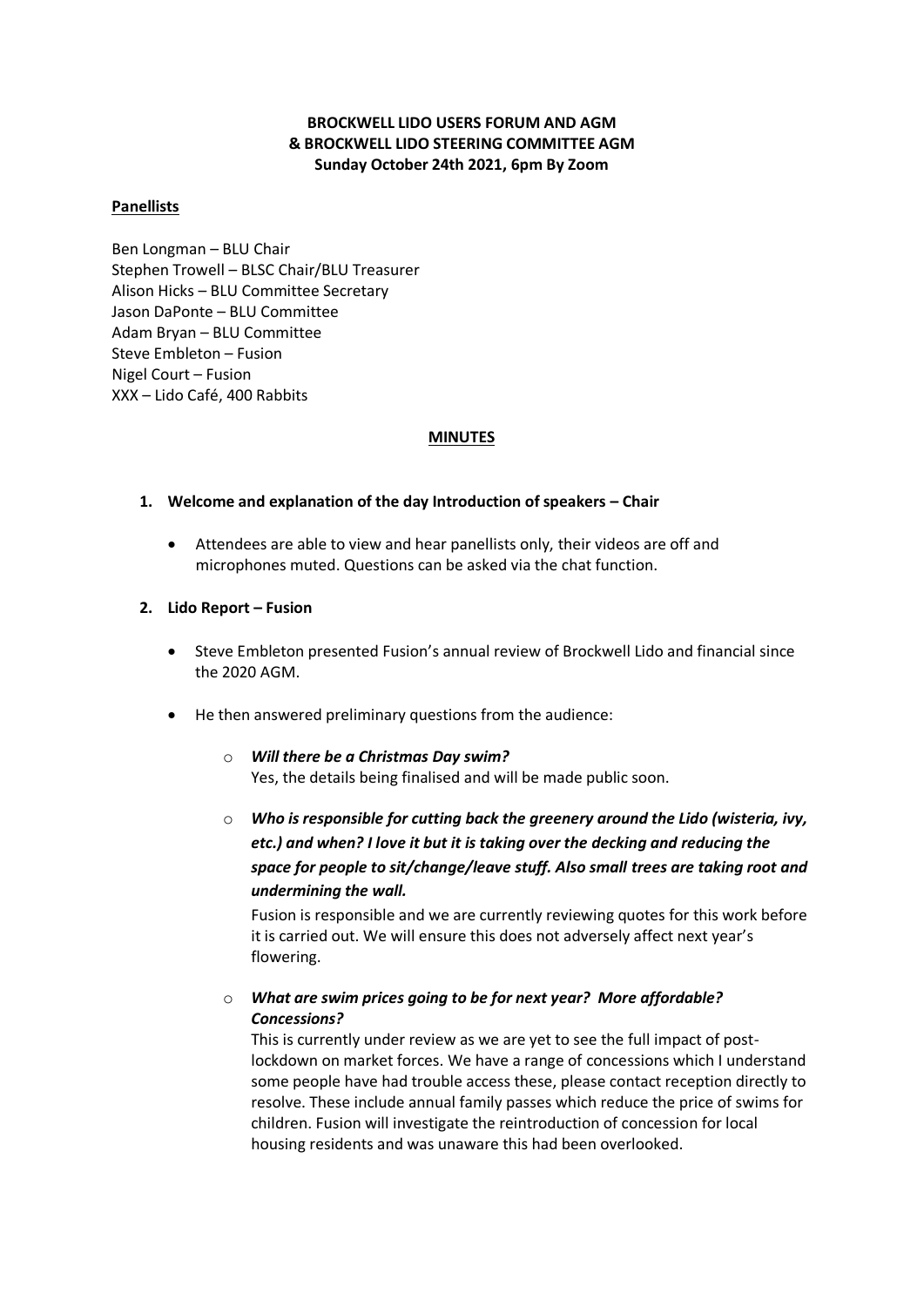**BROCKWELL LIDO USERS FORUM AND AGM**
**& BROCKWELL LIDO STEERING COMMITTEE AGM**
**Sunday October 24th 2021, 6pm By Zoom**

**Panellists**

Ben Longman – BLU Chair
Stephen Trowell – BLSC Chair/BLU Treasurer
Alison Hicks – BLU Committee Secretary
Jason DaPonte – BLU Committee
Adam Bryan – BLU Committee
Steve Embleton – Fusion
Nigel Court – Fusion
XXX – Lido Café, 400 Rabbits

**MINUTES**

1. **Welcome and explanation of the day Introduction of speakers – Chair**

   - Attendees are able to view and hear panellists only, their videos are off and microphones muted. Questions can be asked via the chat function.

2. **Lido Report – Fusion**

   - Steve Embleton presented Fusion's annual review of Brockwell Lido and financial since the 2020 AGM.

   - He then answered preliminary questions from the audience:

     - ***Will there be a Christmas Day swim?***
       Yes, the details being finalised and will be made public soon.

     - ***Who is responsible for cutting back the greenery around the Lido (wisteria, ivy, etc.) and when? I love it but it is taking over the decking and reducing the space for people to sit/change/leave stuff. Also small trees are taking root and undermining the wall.***
       Fusion is responsible and we are currently reviewing quotes for this work before it is carried out. We will ensure this does not adversely affect next year's flowering.

     - ***What are swim prices going to be for next year? More affordable? Concessions?***
       This is currently under review as we are yet to see the full impact of post-lockdown on market forces. We have a range of concessions which I understand some people have had trouble access these, please contact reception directly to resolve. These include annual family passes which reduce the price of swims for children. Fusion will investigate the reintroduction of concession for local housing residents and was unaware this had been overlooked.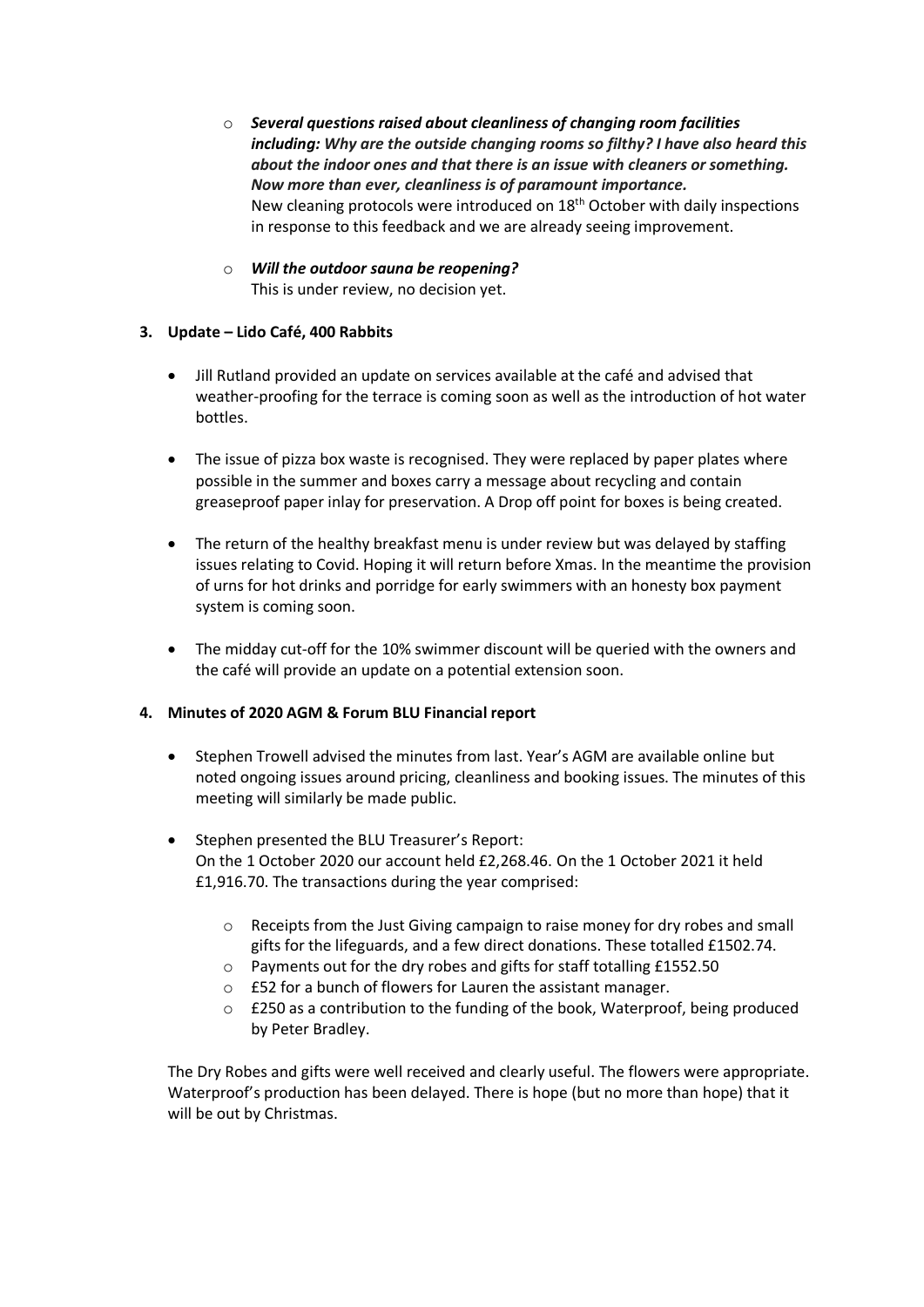- ***Several questions raised about cleanliness of changing room facilities including: Why are the outside changing rooms so filthy? I have also heard this about the indoor ones and that there is an issue with cleaners or something. Now more than ever, cleanliness is of paramount importance.***
  New cleaning protocols were introduced on 18th October with daily inspections in response to this feedback and we are already seeing improvement.

- ***Will the outdoor sauna be reopening?***
  This is under review, no decision yet.

**3. Update – Lido Café, 400 Rabbits**

- Jill Rutland provided an update on services available at the café and advised that weather-proofing for the terrace is coming soon as well as the introduction of hot water bottles.

- The issue of pizza box waste is recognised. They were replaced by paper plates where possible in the summer and boxes carry a message about recycling and contain greaseproof paper inlay for preservation. A Drop off point for boxes is being created.

- The return of the healthy breakfast menu is under review but was delayed by staffing issues relating to Covid. Hoping it will return before Xmas. In the meantime the provision of urns for hot drinks and porridge for early swimmers with an honesty box payment system is coming soon.

- The midday cut-off for the 10% swimmer discount will be queried with the owners and the café will provide an update on a potential extension soon.

**4. Minutes of 2020 AGM & Forum BLU Financial report**

- Stephen Trowell advised the minutes from last. Year's AGM are available online but noted ongoing issues around pricing, cleanliness and booking issues. The minutes of this meeting will similarly be made public.

- Stephen presented the BLU Treasurer's Report:
  On the 1 October 2020 our account held £2,268.46. On the 1 October 2021 it held £1,916.70. The transactions during the year comprised:

  - Receipts from the Just Giving campaign to raise money for dry robes and small gifts for the lifeguards, and a few direct donations. These totalled £1502.74.
  - Payments out for the dry robes and gifts for staff totalling £1552.50
  - £52 for a bunch of flowers for Lauren the assistant manager.
  - £250 as a contribution to the funding of the book, Waterproof, being produced by Peter Bradley.

The Dry Robes and gifts were well received and clearly useful. The flowers were appropriate. Waterproof's production has been delayed. There is hope (but no more than hope) that it will be out by Christmas.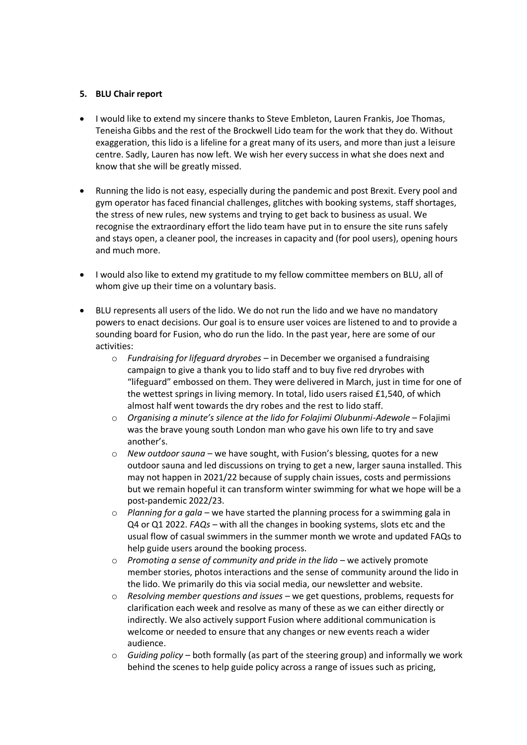**5. BLU Chair report**

- I would like to extend my sincere thanks to Steve Embleton, Lauren Frankis, Joe Thomas, Teneisha Gibbs and the rest of the Brockwell Lido team for the work that they do. Without exaggeration, this lido is a lifeline for a great many of its users, and more than just a leisure centre. Sadly, Lauren has now left. We wish her every success in what she does next and know that she will be greatly missed.

- Running the lido is not easy, especially during the pandemic and post Brexit. Every pool and gym operator has faced financial challenges, glitches with booking systems, staff shortages, the stress of new rules, new systems and trying to get back to business as usual. We recognise the extraordinary effort the lido team have put in to ensure the site runs safely and stays open, a cleaner pool, the increases in capacity and (for pool users), opening hours and much more.

- I would also like to extend my gratitude to my fellow committee members on BLU, all of whom give up their time on a voluntary basis.

- BLU represents all users of the lido. We do not run the lido and we have no mandatory powers to enact decisions. Our goal is to ensure user voices are listened to and to provide a sounding board for Fusion, who do run the lido. In the past year, here are some of our activities:
  - *Fundraising for lifeguard dryrobes* – in December we organised a fundraising campaign to give a thank you to lido staff and to buy five red dryrobes with "lifeguard" embossed on them. They were delivered in March, just in time for one of the wettest springs in living memory. In total, lido users raised £1,540, of which almost half went towards the dry robes and the rest to lido staff.
  - *Organising a minute's silence at the lido for Folajimi Olubunmi-Adewole* – Folajimi was the brave young south London man who gave his own life to try and save another's.
  - *New outdoor sauna* – we have sought, with Fusion's blessing, quotes for a new outdoor sauna and led discussions on trying to get a new, larger sauna installed. This may not happen in 2021/22 because of supply chain issues, costs and permissions but we remain hopeful it can transform winter swimming for what we hope will be a post-pandemic 2022/23.
  - *Planning for a gala* – we have started the planning process for a swimming gala in Q4 or Q1 2022. *FAQs* – with all the changes in booking systems, slots etc and the usual flow of casual swimmers in the summer month we wrote and updated FAQs to help guide users around the booking process.
  - *Promoting a sense of community and pride in the lido* – we actively promote member stories, photos interactions and the sense of community around the lido in the lido. We primarily do this via social media, our newsletter and website.
  - *Resolving member questions and issues* – we get questions, problems, requests for clarification each week and resolve as many of these as we can either directly or indirectly. We also actively support Fusion where additional communication is welcome or needed to ensure that any changes or new events reach a wider audience.
  - *Guiding policy* – both formally (as part of the steering group) and informally we work behind the scenes to help guide policy across a range of issues such as pricing,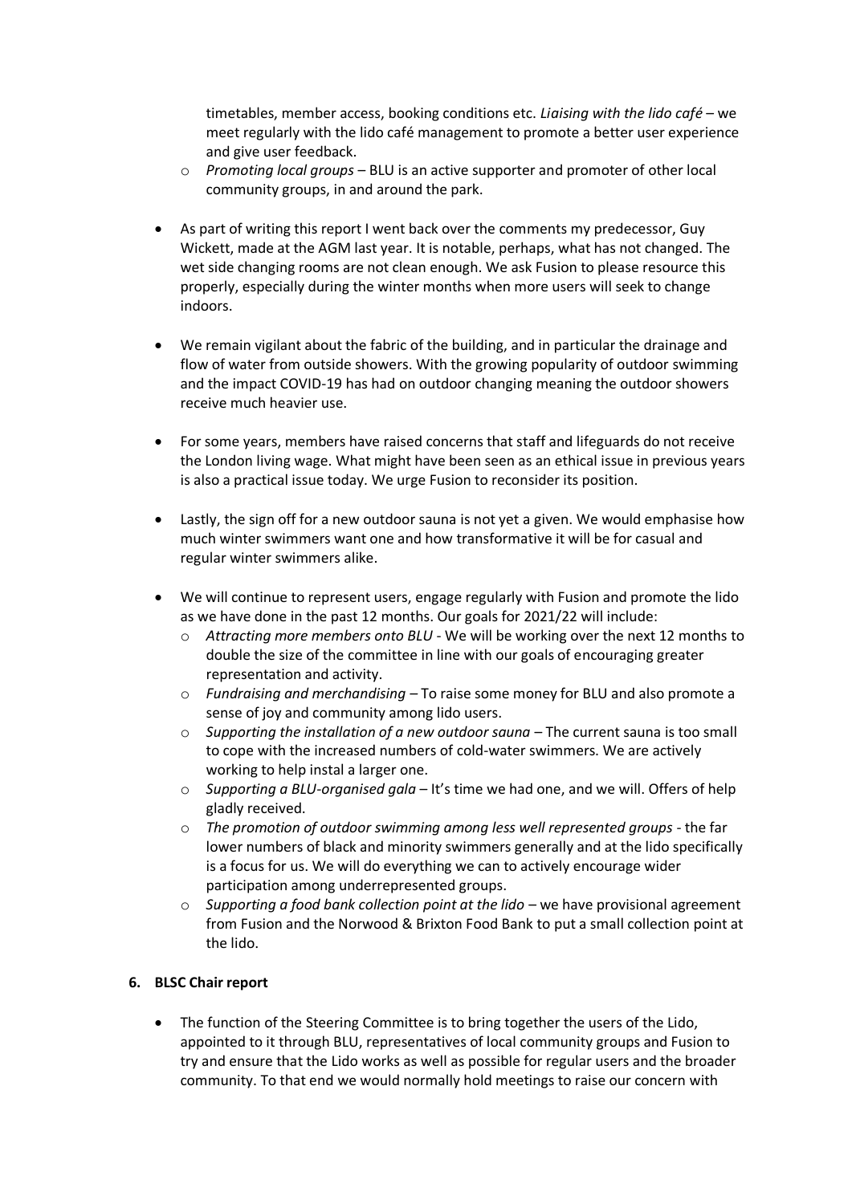timetables, member access, booking conditions etc. *Liaising with the lido café* – we meet regularly with the lido café management to promote a better user experience and give user feedback.
    - *Promoting local groups* – BLU is an active supporter and promoter of other local community groups, in and around the park.

- As part of writing this report I went back over the comments my predecessor, Guy Wickett, made at the AGM last year. It is notable, perhaps, what has not changed. The wet side changing rooms are not clean enough. We ask Fusion to please resource this properly, especially during the winter months when more users will seek to change indoors.

- We remain vigilant about the fabric of the building, and in particular the drainage and flow of water from outside showers. With the growing popularity of outdoor swimming and the impact COVID-19 has had on outdoor changing meaning the outdoor showers receive much heavier use.

- For some years, members have raised concerns that staff and lifeguards do not receive the London living wage. What might have been seen as an ethical issue in previous years is also a practical issue today. We urge Fusion to reconsider its position.

- Lastly, the sign off for a new outdoor sauna is not yet a given. We would emphasise how much winter swimmers want one and how transformative it will be for casual and regular winter swimmers alike.

- We will continue to represent users, engage regularly with Fusion and promote the lido as we have done in the past 12 months. Our goals for 2021/22 will include:
    - *Attracting more members onto BLU* - We will be working over the next 12 months to double the size of the committee in line with our goals of encouraging greater representation and activity.
    - *Fundraising and merchandising* – To raise some money for BLU and also promote a sense of joy and community among lido users.
    - *Supporting the installation of a new outdoor sauna* – The current sauna is too small to cope with the increased numbers of cold-water swimmers. We are actively working to help instal a larger one.
    - *Supporting a BLU-organised gala* – It's time we had one, and we will. Offers of help gladly received.
    - *The promotion of outdoor swimming among less well represented groups* - the far lower numbers of black and minority swimmers generally and at the lido specifically is a focus for us. We will do everything we can to actively encourage wider participation among underrepresented groups.
    - *Supporting a food bank collection point at the lido* – we have provisional agreement from Fusion and the Norwood & Brixton Food Bank to put a small collection point at the lido.

**6. BLSC Chair report**

- The function of the Steering Committee is to bring together the users of the Lido, appointed to it through BLU, representatives of local community groups and Fusion to try and ensure that the Lido works as well as possible for regular users and the broader community. To that end we would normally hold meetings to raise our concern with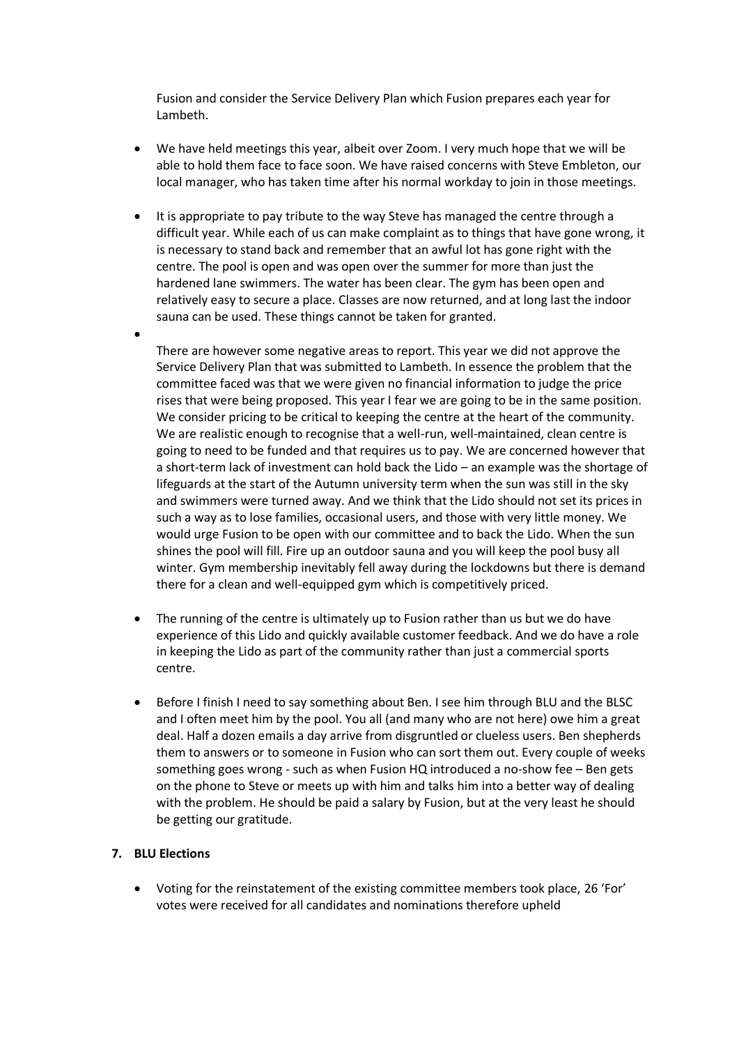Fusion and consider the Service Delivery Plan which Fusion prepares each year for Lambeth.

- We have held meetings this year, albeit over Zoom. I very much hope that we will be able to hold them face to face soon. We have raised concerns with Steve Embleton, our local manager, who has taken time after his normal workday to join in those meetings.

- It is appropriate to pay tribute to the way Steve has managed the centre through a difficult year. While each of us can make complaint as to things that have gone wrong, it is necessary to stand back and remember that an awful lot has gone right with the centre. The pool is open and was open over the summer for more than just the hardened lane swimmers. The water has been clear. The gym has been open and relatively easy to secure a place. Classes are now returned, and at long last the indoor sauna can be used. These things cannot be taken for granted.

- There are however some negative areas to report. This year we did not approve the Service Delivery Plan that was submitted to Lambeth. In essence the problem that the committee faced was that we were given no financial information to judge the price rises that were being proposed. This year I fear we are going to be in the same position. We consider pricing to be critical to keeping the centre at the heart of the community. We are realistic enough to recognise that a well-run, well-maintained, clean centre is going to need to be funded and that requires us to pay. We are concerned however that a short-term lack of investment can hold back the Lido – an example was the shortage of lifeguards at the start of the Autumn university term when the sun was still in the sky and swimmers were turned away. And we think that the Lido should not set its prices in such a way as to lose families, occasional users, and those with very little money. We would urge Fusion to be open with our committee and to back the Lido. When the sun shines the pool will fill. Fire up an outdoor sauna and you will keep the pool busy all winter. Gym membership inevitably fell away during the lockdowns but there is demand there for a clean and well-equipped gym which is competitively priced.

- The running of the centre is ultimately up to Fusion rather than us but we do have experience of this Lido and quickly available customer feedback. And we do have a role in keeping the Lido as part of the community rather than just a commercial sports centre.

- Before I finish I need to say something about Ben. I see him through BLU and the BLSC and I often meet him by the pool. You all (and many who are not here) owe him a great deal. Half a dozen emails a day arrive from disgruntled or clueless users. Ben shepherds them to answers or to someone in Fusion who can sort them out. Every couple of weeks something goes wrong - such as when Fusion HQ introduced a no-show fee – Ben gets on the phone to Steve or meets up with him and talks him into a better way of dealing with the problem. He should be paid a salary by Fusion, but at the very least he should be getting our gratitude.

**7. BLU Elections**

- Voting for the reinstatement of the existing committee members took place, 26 'For' votes were received for all candidates and nominations therefore upheld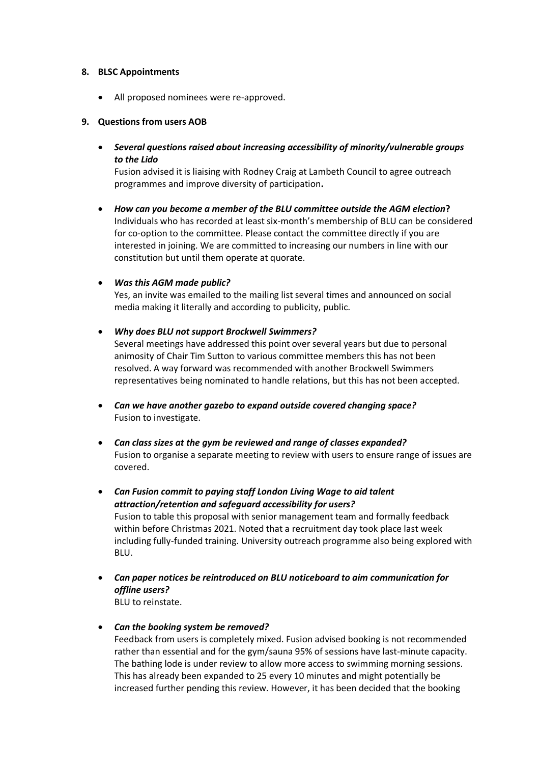8. **BLSC Appointments**

- All proposed nominees were re-approved.

9. **Questions from users AOB**

- ***Several questions raised about increasing accessibility of minority/vulnerable groups to the Lido***
  Fusion advised it is liaising with Rodney Craig at Lambeth Council to agree outreach programmes and improve diversity of participation**.**

- ***How can you become a member of the BLU committee outside the AGM election*****?**
  Individuals who has recorded at least six-month's membership of BLU can be considered for co-option to the committee. Please contact the committee directly if you are interested in joining. We are committed to increasing our numbers in line with our constitution but until them operate at quorate.

- ***Was this AGM made public?***
  Yes, an invite was emailed to the mailing list several times and announced on social media making it literally and according to publicity, public.

- ***Why does BLU not support Brockwell Swimmers?***
  Several meetings have addressed this point over several years but due to personal animosity of Chair Tim Sutton to various committee members this has not been resolved. A way forward was recommended with another Brockwell Swimmers representatives being nominated to handle relations, but this has not been accepted.

- ***Can we have another gazebo to expand outside covered changing space?***
  Fusion to investigate.

- ***Can class sizes at the gym be reviewed and range of classes expanded?***
  Fusion to organise a separate meeting to review with users to ensure range of issues are covered.

- ***Can Fusion commit to paying staff London Living Wage to aid talent attraction/retention and safeguard accessibility for users?***
  Fusion to table this proposal with senior management team and formally feedback within before Christmas 2021. Noted that a recruitment day took place last week including fully-funded training. University outreach programme also being explored with BLU.

- ***Can paper notices be reintroduced on BLU noticeboard to aim communication for offline users?***
  BLU to reinstate.

- ***Can the booking system be removed?***
  Feedback from users is completely mixed. Fusion advised booking is not recommended rather than essential and for the gym/sauna 95% of sessions have last-minute capacity. The bathing lode is under review to allow more access to swimming morning sessions. This has already been expanded to 25 every 10 minutes and might potentially be increased further pending this review. However, it has been decided that the booking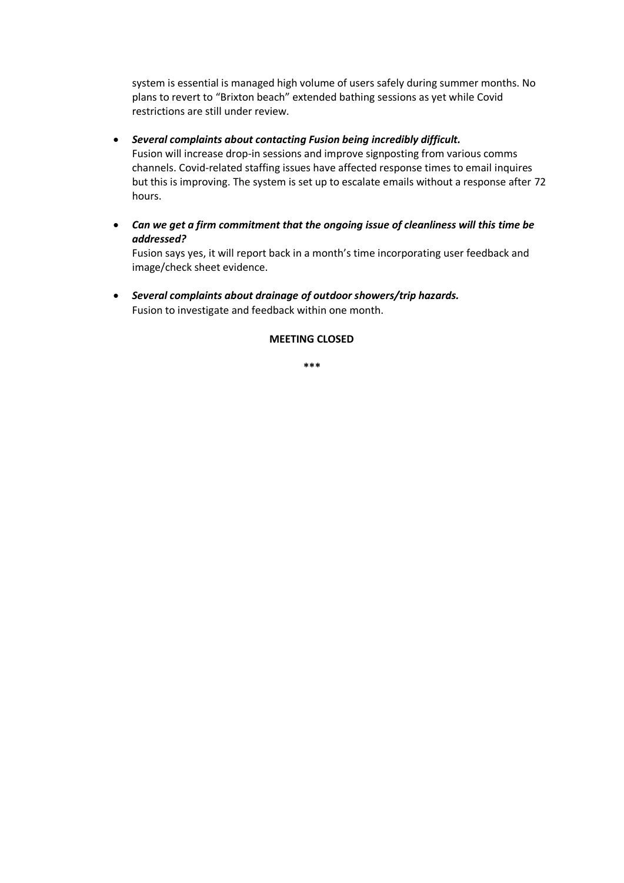system is essential is managed high volume of users safely during summer months. No plans to revert to "Brixton beach" extended bathing sessions as yet while Covid restrictions are still under review.

- ***Several complaints about contacting Fusion being incredibly difficult.***
  Fusion will increase drop-in sessions and improve signposting from various comms channels. Covid-related staffing issues have affected response times to email inquires but this is improving. The system is set up to escalate emails without a response after 72 hours.

- ***Can we get a firm commitment that the ongoing issue of cleanliness will this time be addressed?***
  Fusion says yes, it will report back in a month's time incorporating user feedback and image/check sheet evidence.

- ***Several complaints about drainage of outdoor showers/trip hazards.***
  Fusion to investigate and feedback within one month.

**MEETING CLOSED**

***